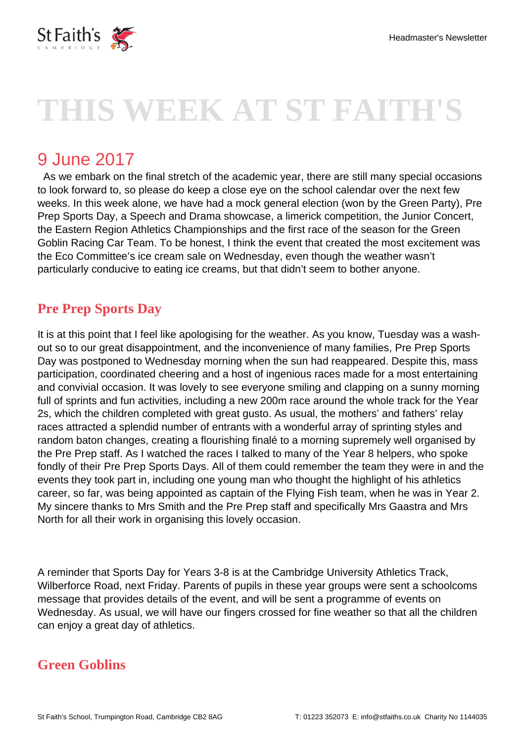# THIS WEEK AT ST FAITH'S

## 9 June 2017

As we embark on the final stretch of the academic year, there are still many special occasions to look forward to, so please do keep a close eye on the school calendar over the next few weeks. In this week alone, we have had a mock general election (won by the Green Party), Pre Prep Sports Day, a Speech and Drama showcase, a limerick competition, the Junior Concert, the Eastern Region Athletics Championships and the first race of the season for the Green Goblin Racing Car Team. To be honest, I think the event that created the most excitement was the Eco Committee's ice cream sale on Wednesday, even though the weather wasn't particularly conducive to eating ice creams, but that didn't seem to bother anyone.

### Pre Prep Sports Day

It is at this point that I feel like apologising for the weather. As you know, Tuesday was a wash-out so to our great disappointment, and the inconvenience of many families, Pre Prep Sports Day was postponed to Wednesday morning when the sun had reappeared. Despite this, mass participation, coordinated cheering and a host of ingenious races made for a most entertaining and convivial occasion. It was lovely to see everyone smiling and clapping on a sunny morning full of sprints and fun activities, including a new 200m race around the whole track for the Year 2s, which the children completed with great gusto. As usual, the mothers' and fathers' relay races attracted a splendid number of entrants with a wonderful array of sprinting styles and random baton changes, creating a flourishing finalé to a morning supremely well organised by the Pre Prep staff. As I watched the races I talked to many of the Year 8 helpers, who spoke fondly of their Pre Prep Sports Days. All of them could remember the team they were in and the events they took part in, including one young man who thought the highlight of his athletics career, so far, was being appointed as captain of the Flying Fish team, when he was in Year 2. My sincere thanks to Mrs Smith and the Pre Prep staff and specifically Mrs Gaastra and Mrs North for all their work in organising this lovely occasion.

A reminder that Sports Day for Years 3-8 is at the Cambridge University Athletics Track, Wilberforce Road, next Friday. Parents of pupils in these year groups were sent a schoolcoms message that provides details of the event, and will be sent a programme of events on Wednesday. As usual, we will have our fingers crossed for fine weather so that all the children can enjoy a great day of athletics.

### Green Goblins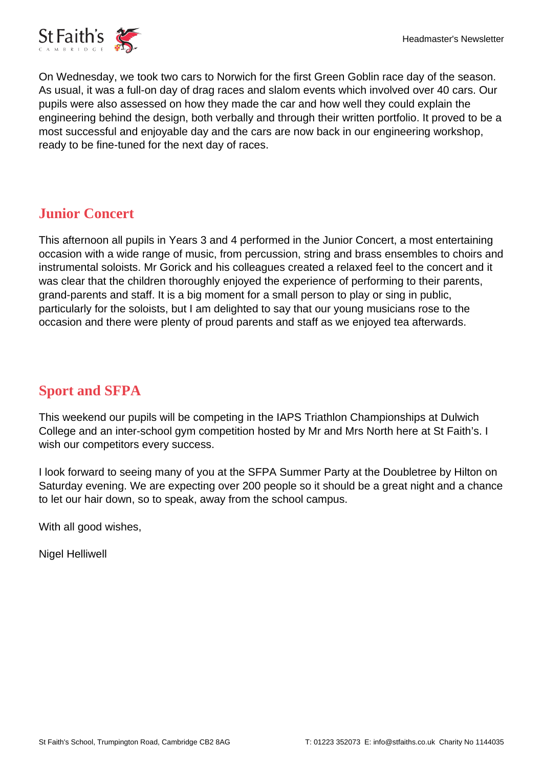On Wednesday, we took two cars to Norwich for the first Green Goblin race day of the season. As usual, it was a full-on day of drag races and slalom events which involved over 40 cars. Our pupils were also assessed on how they made the car and how well they could explain the engineering behind the design, both verbally and through their written portfolio. It proved to be a most successful and enjoyable day and the cars are now back in our engineering workshop, ready to be fine-tuned for the next day of races.

## Junior Concert

This afternoon all pupils in Years 3 and 4 performed in the Junior Concert, a most entertaining occasion with a wide range of music, from percussion, string and brass ensembles to choirs and instrumental soloists. Mr Gorick and his colleagues created a relaxed feel to the concert and it was clear that the children thoroughly enjoyed the experience of performing to their parents, grand-parents and staff. It is a big moment for a small person to play or sing in public, particularly for the soloists, but I am delighted to say that our young musicians rose to the occasion and there were plenty of proud parents and staff as we enjoyed tea afterwards.

## Sport and SFPA

This weekend our pupils will be competing in the IAPS Triathlon Championships at Dulwich College and an inter-school gym competition hosted by Mr and Mrs North here at St Faith's. I wish our competitors every success.

I look forward to seeing many of you at the SFPA Summer Party at the Doubletree by Hilton on Saturday evening. We are expecting over 200 people so it should be a great night and a chance to let our hair down, so to speak, away from the school campus.

With all good wishes,

Nigel Helliwell